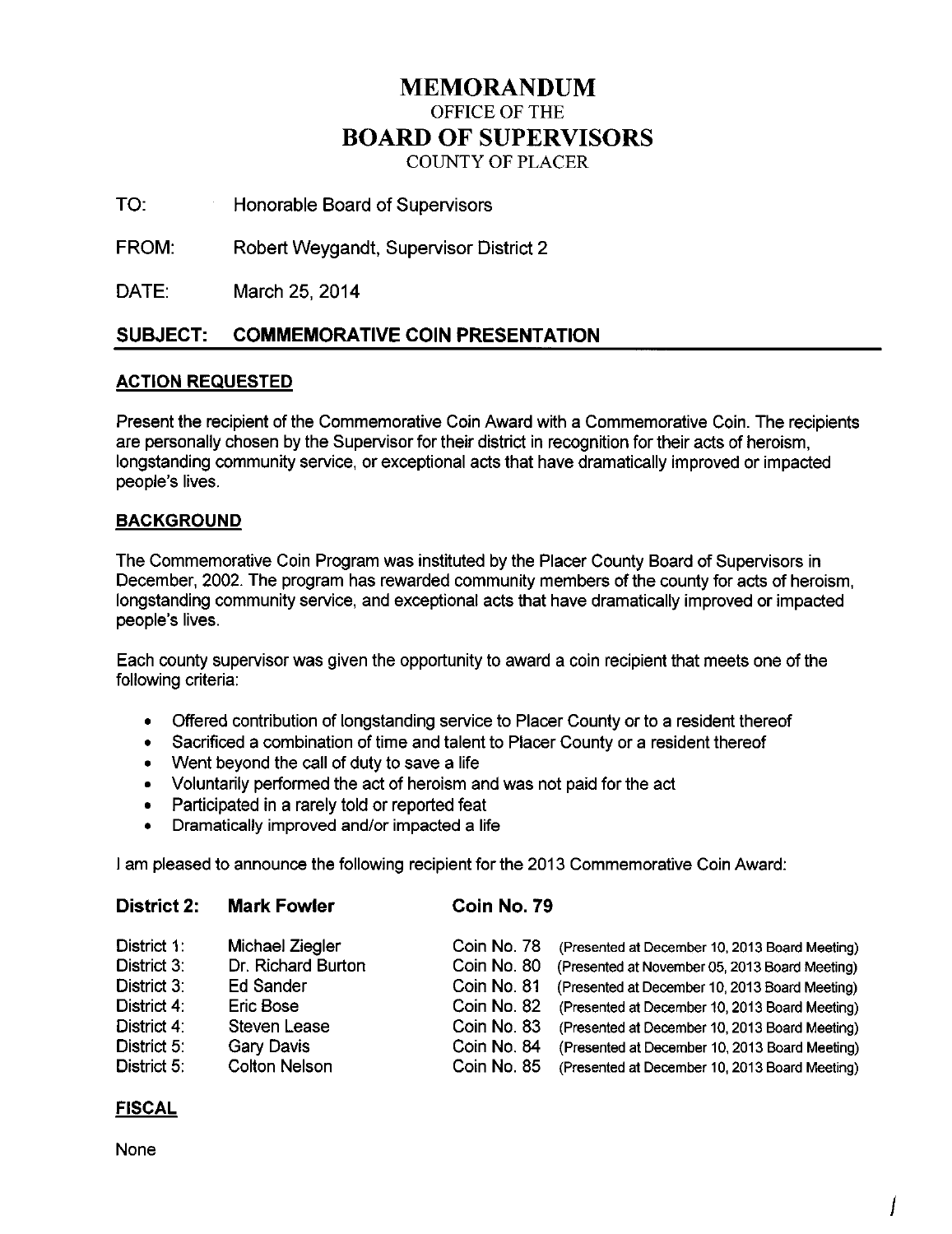# MEMORANDUM
OFFICE OF THE
# BOARD OF SUPERVISORS
COUNTY OF PLACER

TO: Honorable Board of Supervisors

FROM: Robert Weygandt, Supervisor District 2

DATE: March 25, 2014

## SUBJECT: COMMEMORATIVE COIN PRESENTATION

### ACTION REQUESTED

Present the recipient of the Commemorative Coin Award with a Commemorative Coin. The recipients are personally chosen by the Supervisor for their district in recognition for their acts of heroism, longstanding community service, or exceptional acts that have dramatically improved or impacted people's lives.

### BACKGROUND

The Commemorative Coin Program was instituted by the Placer County Board of Supervisors in December, 2002. The program has rewarded community members of the county for acts of heroism, longstanding community service, and exceptional acts that have dramatically improved or impacted people's lives.

Each county supervisor was given the opportunity to award a coin recipient that meets one of the following criteria:

- Offered contribution of longstanding service to Placer County or to a resident thereof
- Sacrificed a combination of time and talent to Placer County or a resident thereof
- Went beyond the call of duty to save a life
- Voluntarily performed the act of heroism and was not paid for the act
- Participated in a rarely told or reported feat
- Dramatically improved and/or impacted a life

I am pleased to announce the following recipient for the 2013 Commemorative Coin Award:

**District 2: Mark Fowler Coin No. 79**

| | | | |
|---|---|---|---|
| District 1: | Michael Ziegler | Coin No. 78 | (Presented at December 10, 2013 Board Meeting) |
| District 3: | Dr. Richard Burton | Coin No. 80 | (Presented at November 05, 2013 Board Meeting) |
| District 3: | Ed Sander | Coin No. 81 | (Presented at December 10, 2013 Board Meeting) |
| District 4: | Eric Bose | Coin No. 82 | (Presented at December 10, 2013 Board Meeting) |
| District 4: | Steven Lease | Coin No. 83 | (Presented at December 10, 2013 Board Meeting) |
| District 5: | Gary Davis | Coin No. 84 | (Presented at December 10, 2013 Board Meeting) |
| District 5: | Colton Nelson | Coin No. 85 | (Presented at December 10, 2013 Board Meeting) |

### FISCAL

None